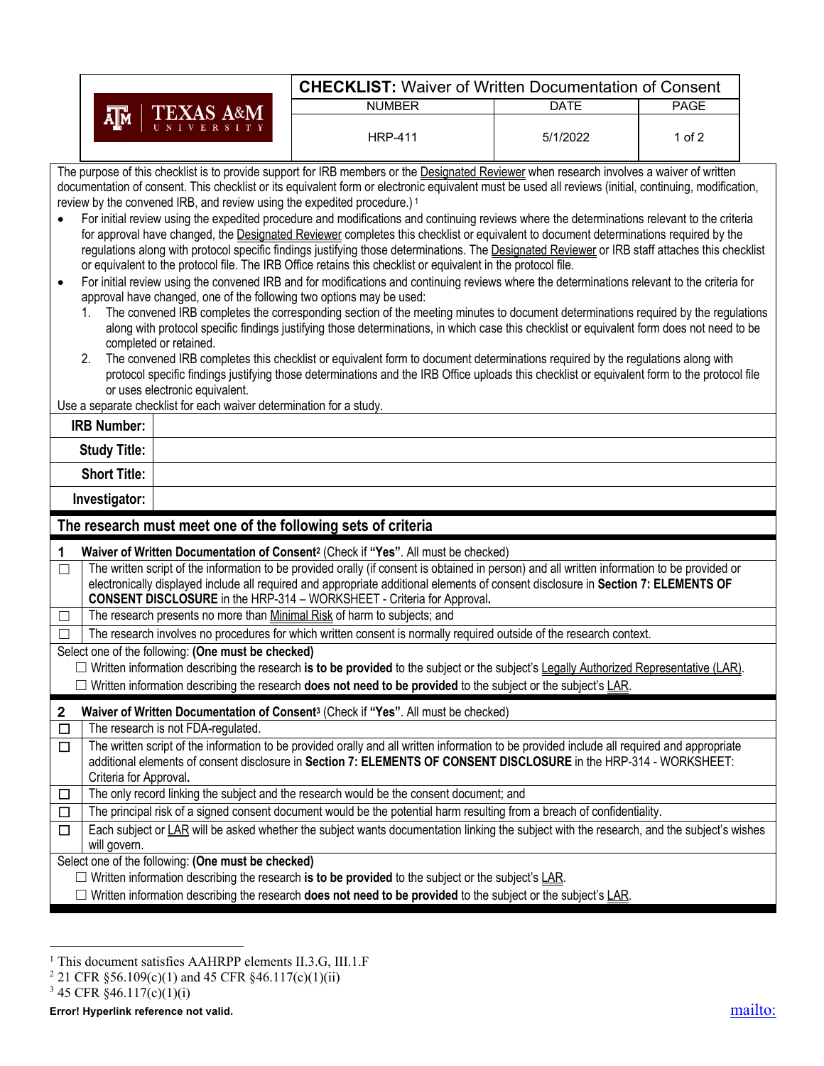| TEXAS A&M UNIVERSITY | **CHECKLIST:** Waiver of Written Documentation of Consent | | |
|---|---|---|---|
| | NUMBER | DATE | PAGE |
| | HRP-411 | 5/1/2022 | 1 of 2 |

The purpose of this checklist is to provide support for IRB members or the Designated Reviewer when research involves a waiver of written documentation of consent. This checklist or its equivalent form or electronic equivalent must be used all reviews (initial, continuing, modification, review by the convened IRB, and review using the expedited procedure.)[1]

- For initial review using the expedited procedure and modifications and continuing reviews where the determinations relevant to the criteria for approval have changed, the Designated Reviewer completes this checklist or equivalent to document determinations required by the regulations along with protocol specific findings justifying those determinations. The Designated Reviewer or IRB staff attaches this checklist or equivalent to the protocol file. The IRB Office retains this checklist or equivalent in the protocol file.
- For initial review using the convened IRB and for modifications and continuing reviews where the determinations relevant to the criteria for approval have changed, one of the following two options may be used:
  1. The convened IRB completes the corresponding section of the meeting minutes to document determinations required by the regulations along with protocol specific findings justifying those determinations, in which case this checklist or equivalent form does not need to be completed or retained.
  2. The convened IRB completes this checklist or equivalent form to document determinations required by the regulations along with protocol specific findings justifying those determinations and the IRB Office uploads this checklist or equivalent form to the protocol file or uses electronic equivalent.

Use a separate checklist for each waiver determination for a study.

| | |
|---|---|
| **IRB Number:** | |
| **Study Title:** | |
| **Short Title:** | |
| **Investigator:** | |

## The research must meet one of the following sets of criteria

**1 Waiver of Written Documentation of Consent[2]** (Check if **"Yes"**. All must be checked)

| | |
|---|---|
| ☐ | The written script of the information to be provided orally (if consent is obtained in person) and all written information to be provided or electronically displayed include all required and appropriate additional elements of consent disclosure in **Section 7: ELEMENTS OF CONSENT DISCLOSURE** in the HRP-314 – WORKSHEET - Criteria for Approval**.** |
| ☐ | The research presents no more than Minimal Risk of harm to subjects; and |
| ☐ | The research involves no procedures for which written consent is normally required outside of the research context. |

Select one of the following: **(One must be checked)**

☐ Written information describing the research **is to be provided** to the subject or the subject's Legally Authorized Representative (LAR).

☐ Written information describing the research **does not need to be provided** to the subject or the subject's LAR.

**2 Waiver of Written Documentation of Consent[3]** (Check if **"Yes"**. All must be checked)

| | |
|---|---|
| ☐ | The research is not FDA-regulated. |
| ☐ | The written script of the information to be provided orally and all written information to be provided include all required and appropriate additional elements of consent disclosure in **Section 7: ELEMENTS OF CONSENT DISCLOSURE** in the HRP-314 - WORKSHEET: Criteria for Approval**.** |
| ☐ | The only record linking the subject and the research would be the consent document; and |
| ☐ | The principal risk of a signed consent document would be the potential harm resulting from a breach of confidentiality. |
| ☐ | Each subject or LAR will be asked whether the subject wants documentation linking the subject with the research, and the subject's wishes will govern. |

Select one of the following: **(One must be checked)**

☐ Written information describing the research **is to be provided** to the subject or the subject's LAR.

☐ Written information describing the research **does not need to be provided** to the subject or the subject's LAR.

---

[1] This document satisfies AAHRPP elements II.3.G, III.1.F

[2] 21 CFR §56.109(c)(1) and 45 CFR §46.117(c)(1)(ii)

[3] 45 CFR §46.117(c)(1)(i)

**Error! Hyperlink reference not valid.** mailto: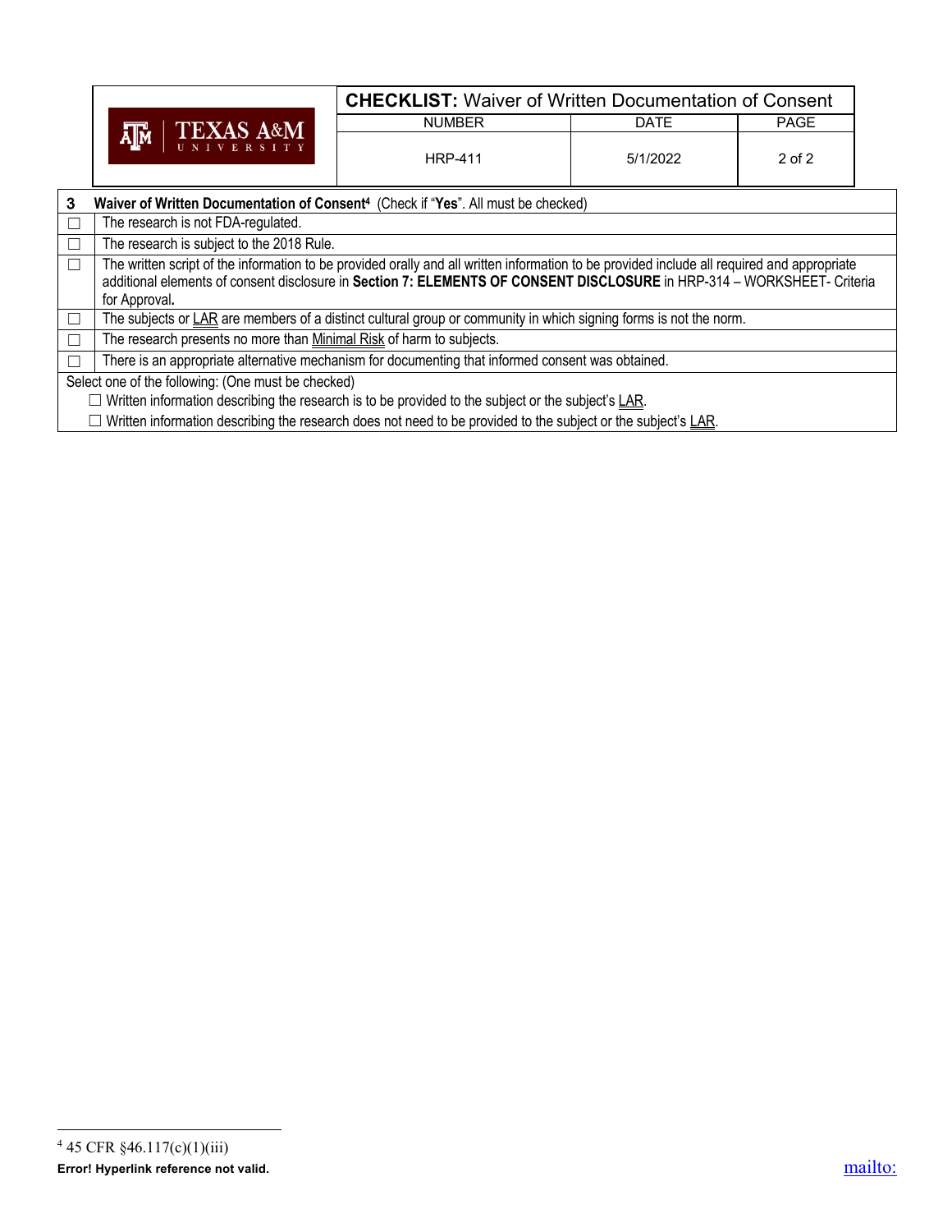| 3 | **Waiver of Written Documentation of Consent**[4] (Check if "**Yes**". All must be checked) |
|---|---|
| ☐ | The research is not FDA-regulated. |
| ☐ | The research is subject to the 2018 Rule. |
| ☐ | The written script of the information to be provided orally and all written information to be provided include all required and appropriate additional elements of consent disclosure in **Section 7: ELEMENTS OF CONSENT DISCLOSURE** in HRP-314 – WORKSHEET- Criteria for Approval**.** |
| ☐ | The subjects or LAR are members of a distinct cultural group or community in which signing forms is not the norm. |
| ☐ | The research presents no more than Minimal Risk of harm to subjects. |
| ☐ | There is an appropriate alternative mechanism for documenting that informed consent was obtained. |

Select one of the following: (One must be checked)

☐ Written information describing the research is to be provided to the subject or the subject's LAR.

☐ Written information describing the research does not need to be provided to the subject or the subject's LAR.

[4] 45 CFR §46.117(c)(1)(iii)